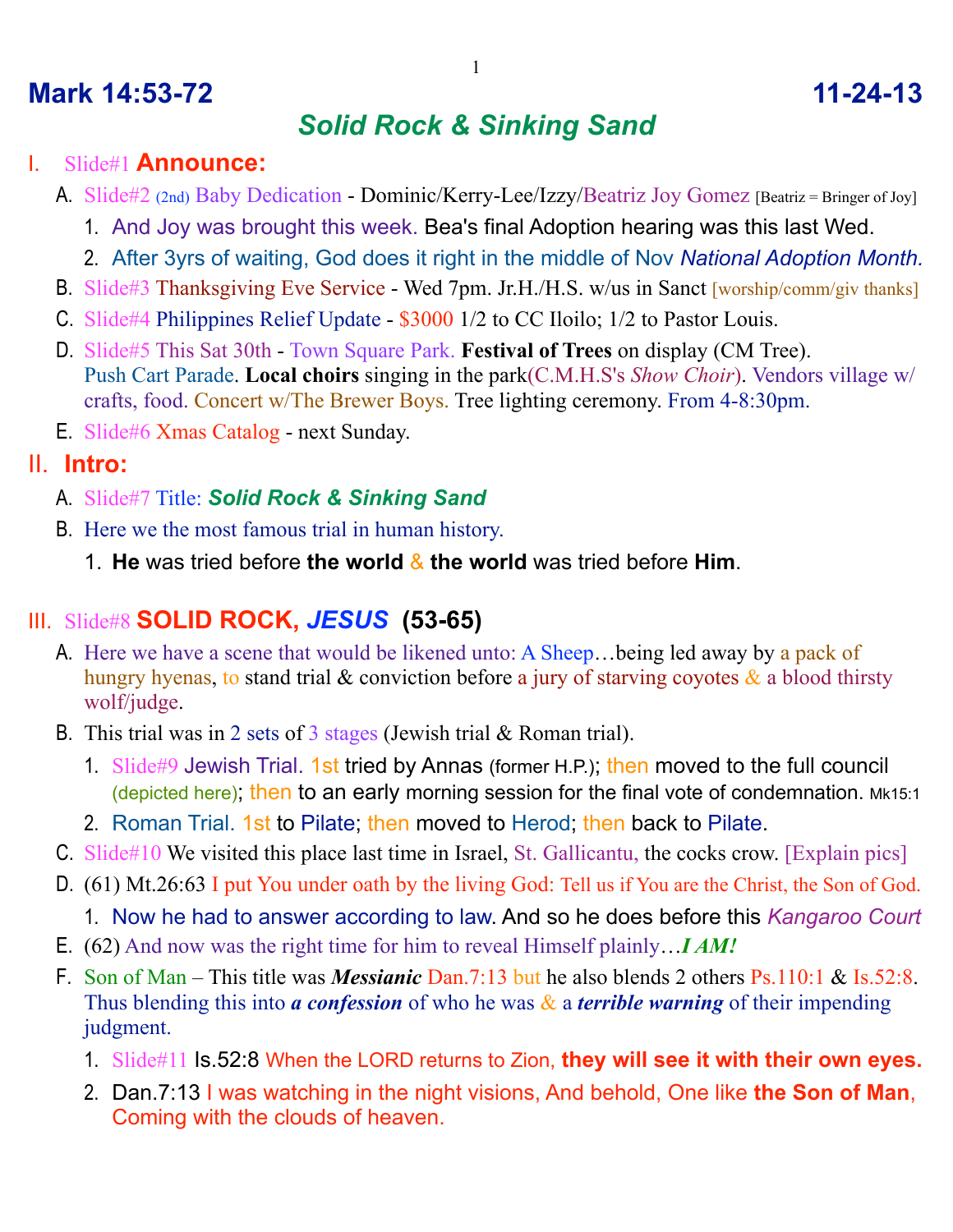# Mark 14:53-72 11-24-13

## *Solid Rock & Sinking Sand*

I. Slide#1 **Announce:**

A. Slide#2 (2nd) Baby Dedication - Dominic/Kerry-Lee/Izzy/Beatriz Joy Gomez [Beatriz = Bringer of Joy]

1. And Joy was brought this week. Bea's final Adoption hearing was this last Wed.
2. After 3yrs of waiting, God does it right in the middle of Nov *National Adoption Month.*

B. Slide#3 Thanksgiving Eve Service - Wed 7pm. Jr.H./H.S. w/us in Sanct [worship/comm/giv thanks]

C. Slide#4 Philippines Relief Update - $3000 1/2 to CC Iloilo; 1/2 to Pastor Louis.

D. Slide#5 This Sat 30th - Town Square Park. **Festival of Trees** on display (CM Tree). Push Cart Parade. **Local choirs** singing in the park(C.M.H.S's *Show Choir*). Vendors village w/ crafts, food. Concert w/The Brewer Boys. Tree lighting ceremony. From 4-8:30pm.

E. Slide#6 Xmas Catalog - next Sunday.

II. **Intro:**

A. Slide#7 Title: ***Solid Rock & Sinking Sand***

B. Here we the most famous trial in human history.

1. **He** was tried before **the world** & **the world** was tried before **Him**.

III. Slide#8 **SOLID ROCK, *JESUS* (53-65)**

A. Here we have a scene that would be likened unto: A Sheep…being led away by a pack of hungry hyenas, to stand trial & conviction before a jury of starving coyotes & a blood thirsty wolf/judge.

B. This trial was in 2 sets of 3 stages (Jewish trial & Roman trial).

1. Slide#9 Jewish Trial. 1st tried by Annas (former H.P.); then moved to the full council (depicted here); then to an early morning session for the final vote of condemnation. Mk15:1
2. Roman Trial. 1st to Pilate; then moved to Herod; then back to Pilate.

C. Slide#10 We visited this place last time in Israel, St. Gallicantu, the cocks crow. [Explain pics]

D. (61) Mt.26:63 I put You under oath by the living God: Tell us if You are the Christ, the Son of God.

1. Now he had to answer according to law. And so he does before this *Kangaroo Court*

E. (62) And now was the right time for him to reveal Himself plainly…***I AM!***

F. Son of Man – This title was ***Messianic*** Dan.7:13 but he also blends 2 others Ps.110:1 & Is.52:8. Thus blending this into ***a confession*** of who he was & a ***terrible warning*** of their impending judgment.

1. Slide#11 Is.52:8 When the LORD returns to Zion, **they will see it with their own eyes.**
2. Dan.7:13 I was watching in the night visions, And behold, One like **the Son of Man**, Coming with the clouds of heaven.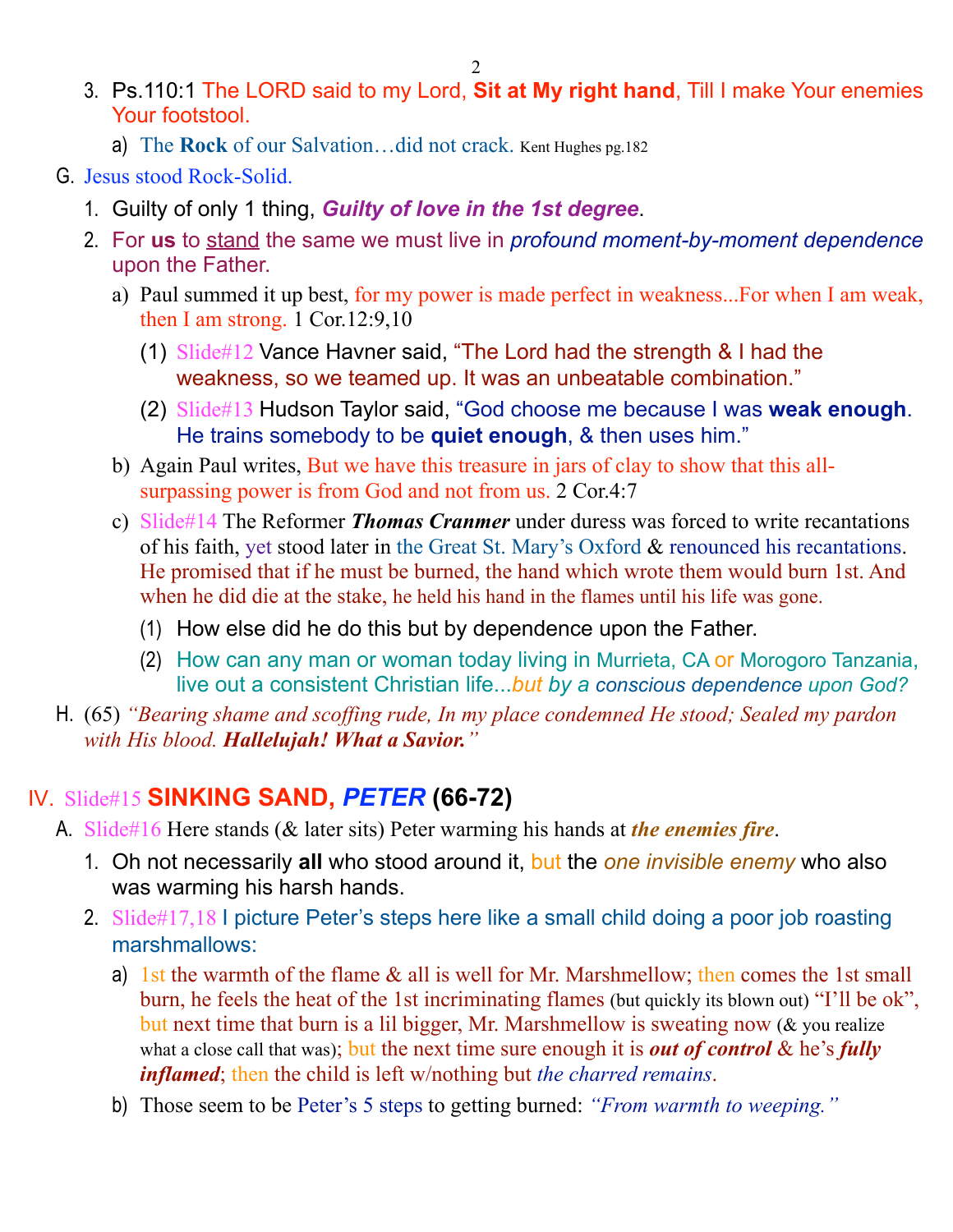3. Ps.110:1 The LORD said to my Lord, **Sit at My right hand**, Till I make Your enemies Your footstool.
   a) The **Rock** of our Salvation…did not crack. Kent Hughes pg.182

G. Jesus stood Rock-Solid.
   1. Guilty of only 1 thing, ***Guilty of love in the 1st degree***.
   2. For **us** to stand the same we must live in *profound moment-by-moment dependence* upon the Father.
      a) Paul summed it up best, for my power is made perfect in weakness...For when I am weak, then I am strong. 1 Cor.12:9,10
         (1) Slide#12 Vance Havner said, "The Lord had the strength & I had the weakness, so we teamed up. It was an unbeatable combination."
         (2) Slide#13 Hudson Taylor said, "God choose me because I was **weak enough**. He trains somebody to be **quiet enough**, & then uses him."
      b) Again Paul writes, But we have this treasure in jars of clay to show that this all-surpassing power is from God and not from us. 2 Cor.4:7
      c) Slide#14 The Reformer ***Thomas Cranmer*** under duress was forced to write recantations of his faith, yet stood later in the Great St. Mary's Oxford & renounced his recantations. He promised that if he must be burned, the hand which wrote them would burn 1st. And when he did die at the stake, he held his hand in the flames until his life was gone.
         (1) How else did he do this but by dependence upon the Father.
         (2) How can any man or woman today living in Murrieta, CA or Morogoro Tanzania, live out a consistent Christian life...*but by a conscious dependence upon God?*

H. (65) *"Bearing shame and scoffing rude, In my place condemned He stood; Sealed my pardon with His blood.* ***Hallelujah! What a Savior."***

## IV. Slide#15 SINKING SAND, *PETER* (66-72)

A. Slide#16 Here stands (& later sits) Peter warming his hands at ***the enemies fire***.
   1. Oh not necessarily **all** who stood around it, but the *one invisible enemy* who also was warming his harsh hands.
   2. Slide#17,18 I picture Peter's steps here like a small child doing a poor job roasting marshmallows:
      a) 1st the warmth of the flame & all is well for Mr. Marshmellow; then comes the 1st small burn, he feels the heat of the 1st incriminating flames (but quickly its blown out) "I'll be ok", but next time that burn is a lil bigger, Mr. Marshmellow is sweating now (& you realize what a close call that was); but the next time sure enough it is ***out of control*** & he's ***fully inflamed***; then the child is left w/nothing but *the charred remains*.
      b) Those seem to be Peter's 5 steps to getting burned: *"From warmth to weeping."*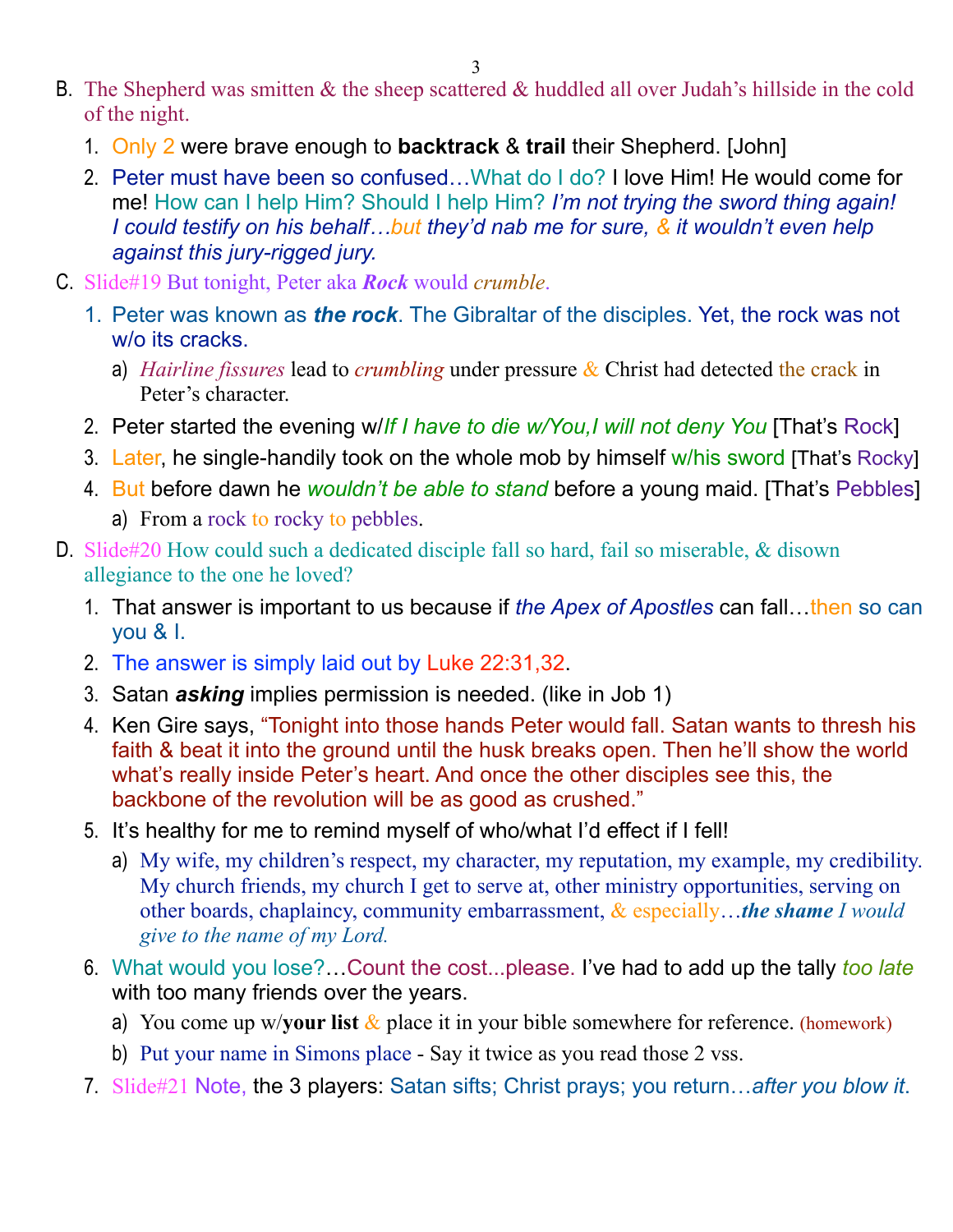B. The Shepherd was smitten & the sheep scattered & huddled all over Judah's hillside in the cold of the night.

1. Only 2 were brave enough to **backtrack** & **trail** their Shepherd. [John]
2. Peter must have been so confused…What do I do? I love Him! He would come for me! How can I help Him? Should I help Him? *I'm not trying the sword thing again! I could testify on his behalf…but they'd nab me for sure, & it wouldn't even help against this jury-rigged jury.*

C. Slide#19 But tonight, Peter aka ***Rock*** would *crumble*.

1. Peter was known as ***the rock***. The Gibraltar of the disciples. Yet, the rock was not w/o its cracks.
   a) *Hairline fissures* lead to *crumbling* under pressure & Christ had detected the crack in Peter's character.
2. Peter started the evening w/*If I have to die w/You,I will not deny You* [That's Rock]
3. Later, he single-handily took on the whole mob by himself w/his sword [That's Rocky]
4. But before dawn he *wouldn't be able to stand* before a young maid. [That's Pebbles]
   a) From a rock to rocky to pebbles.

D. Slide#20 How could such a dedicated disciple fall so hard, fail so miserable, & disown allegiance to the one he loved?

1. That answer is important to us because if *the Apex of Apostles* can fall…then so can you & I.
2. The answer is simply laid out by Luke 22:31,32.
3. Satan ***asking*** implies permission is needed. (like in Job 1)
4. Ken Gire says, "Tonight into those hands Peter would fall. Satan wants to thresh his faith & beat it into the ground until the husk breaks open. Then he'll show the world what's really inside Peter's heart. And once the other disciples see this, the backbone of the revolution will be as good as crushed."
5. It's healthy for me to remind myself of who/what I'd effect if I fell!
   a) My wife, my children's respect, my character, my reputation, my example, my credibility. My church friends, my church I get to serve at, other ministry opportunities, serving on other boards, chaplaincy, community embarrassment, & especially…***the shame*** *I would give to the name of my Lord.*
6. What would you lose?…Count the cost...please. I've had to add up the tally *too late* with too many friends over the years.
   a) You come up w/**your list** & place it in your bible somewhere for reference. (homework)
   b) Put your name in Simons place - Say it twice as you read those 2 vss.
7. Slide#21 Note, the 3 players: Satan sifts; Christ prays; you return…*after you blow it*.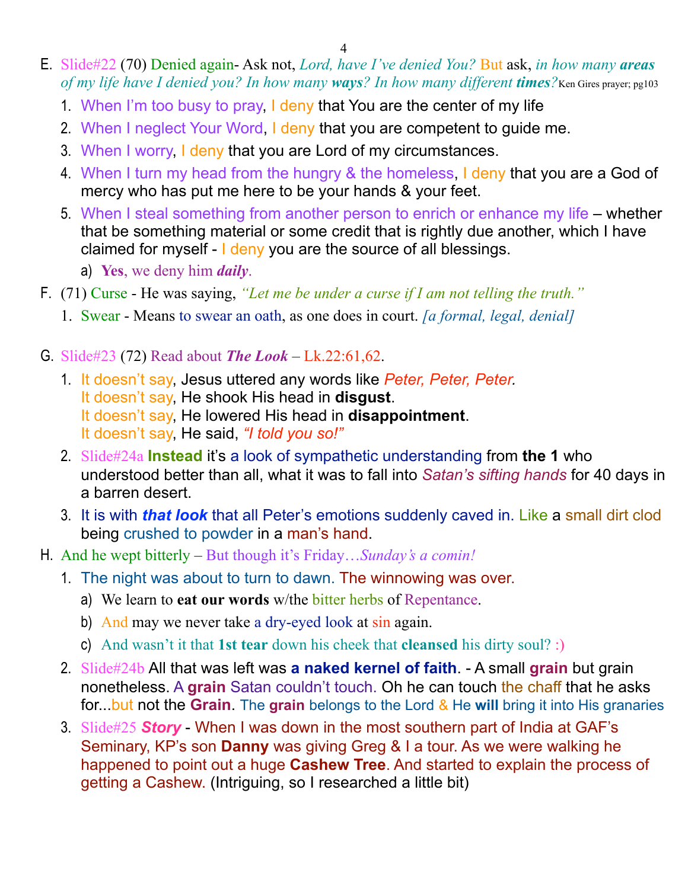E. Slide#22 (70) Denied again- Ask not, *Lord, have I've denied You?* But ask, *in how many **areas** of my life have I denied you? In how many **ways**? In how many different **times**?* Ken Gires prayer; pg103

1. When I'm too busy to pray, I deny that You are the center of my life
2. When I neglect Your Word, I deny that you are competent to guide me.
3. When I worry, I deny that you are Lord of my circumstances.
4. When I turn my head from the hungry & the homeless, I deny that you are a God of mercy who has put me here to be your hands & your feet.
5. When I steal something from another person to enrich or enhance my life – whether that be something material or some credit that is rightly due another, which I have claimed for myself - I deny you are the source of all blessings.
   a) **Yes**, we deny him ***daily***.

F. (71) Curse - He was saying, *"Let me be under a curse if I am not telling the truth."*

1. Swear - Means to swear an oath, as one does in court. *[a formal, legal, denial]*

G. Slide#23 (72) Read about ***The Look*** – Lk.22:61,62.

1. It doesn't say, Jesus uttered any words like *Peter, Peter, Peter.*
   It doesn't say, He shook His head in **disgust**.
   It doesn't say, He lowered His head in **disappointment**.
   It doesn't say, He said, *"I told you so!"*
2. Slide#24a **Instead** it's a look of sympathetic understanding from **the 1** who understood better than all, what it was to fall into *Satan's sifting hands* for 40 days in a barren desert.
3. It is with ***that look*** that all Peter's emotions suddenly caved in. Like a small dirt clod being crushed to powder in a man's hand.

H. And he wept bitterly – But though it's Friday…*Sunday's a comin!*

1. The night was about to turn to dawn. The winnowing was over.
   a) We learn to **eat our words** w/the bitter herbs of Repentance.
   b) And may we never take a dry-eyed look at sin again.
   c) And wasn't it that **1st tear** down his cheek that **cleansed** his dirty soul? :)
2. Slide#24b All that was left was **a naked kernel of faith**. - A small **grain** but grain nonetheless. A **grain** Satan couldn't touch. Oh he can touch the chaff that he asks for...but not the **Grain**. The **grain** belongs to the Lord & He **will** bring it into His granaries
3. Slide#25 ***Story*** - When I was down in the most southern part of India at GAF's Seminary, KP's son **Danny** was giving Greg & I a tour. As we were walking he happened to point out a huge **Cashew Tree**. And started to explain the process of getting a Cashew. (Intriguing, so I researched a little bit)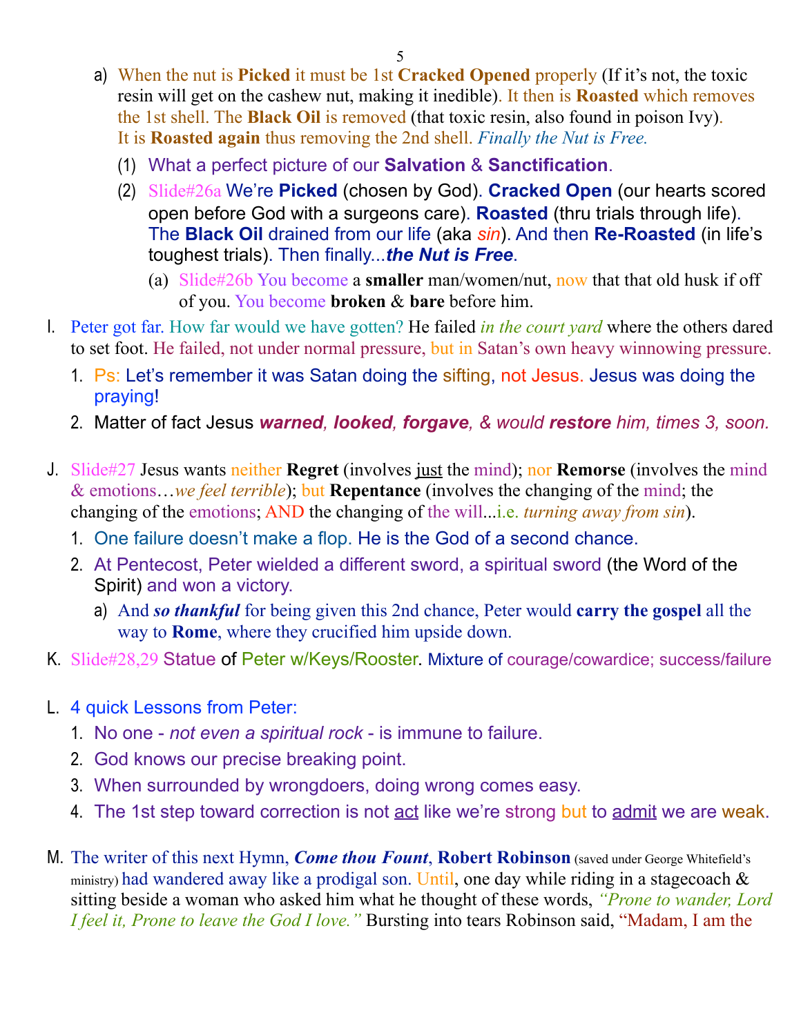a) When the nut is **Picked** it must be 1st **Cracked Opened** properly (If it's not, the toxic resin will get on the cashew nut, making it inedible). It then is **Roasted** which removes the 1st shell. The **Black Oil** is removed (that toxic resin, also found in poison Ivy). It is **Roasted again** thus removing the 2nd shell. *Finally the Nut is Free.*

(1) What a perfect picture of our **Salvation** & **Sanctification**.

(2) Slide#26a We're **Picked** (chosen by God). **Cracked Open** (our hearts scored open before God with a surgeons care). **Roasted** (thru trials through life). The **Black Oil** drained from our life (aka *sin*). And then **Re-Roasted** (in life's toughest trials). Then finally...***the Nut is Free***.

(a) Slide#26b You become a **smaller** man/women/nut, now that that old husk if off of you. You become **broken** & **bare** before him.

I. Peter got far. How far would we have gotten? He failed *in the court yard* where the others dared to set foot. He failed, not under normal pressure, but in Satan's own heavy winnowing pressure.

1. Ps: Let's remember it was Satan doing the sifting, not Jesus. Jesus was doing the praying!
2. Matter of fact Jesus ***warned**, **looked**, **forgave**, & would **restore** him, times 3, soon.*

J. Slide#27 Jesus wants neither **Regret** (involves <u>just</u> the mind); nor **Remorse** (involves the mind & emotions…*we feel terrible*); but **Repentance** (involves the changing of the mind; the changing of the emotions; AND the changing of the will...i.e. *turning away from sin*).

1. One failure doesn't make a flop. He is the God of a second chance.
2. At Pentecost, Peter wielded a different sword, a spiritual sword (the Word of the Spirit) and won a victory.

a) And ***so thankful*** for being given this 2nd chance, Peter would **carry the gospel** all the way to **Rome**, where they crucified him upside down.

K. Slide#28,29 Statue of Peter w/Keys/Rooster. Mixture of courage/cowardice; success/failure

L. 4 quick Lessons from Peter:

1. No one - *not even a spiritual rock* - is immune to failure.
2. God knows our precise breaking point.
3. When surrounded by wrongdoers, doing wrong comes easy.
4. The 1st step toward correction is not <u>act</u> like we're strong but to <u>admit</u> we are weak.

M. The writer of this next Hymn, ***Come thou Fount***, **Robert Robinson** (saved under George Whitefield's ministry) had wandered away like a prodigal son. Until, one day while riding in a stagecoach & sitting beside a woman who asked him what he thought of these words, *"Prone to wander, Lord I feel it, Prone to leave the God I love."* Bursting into tears Robinson said, "Madam, I am the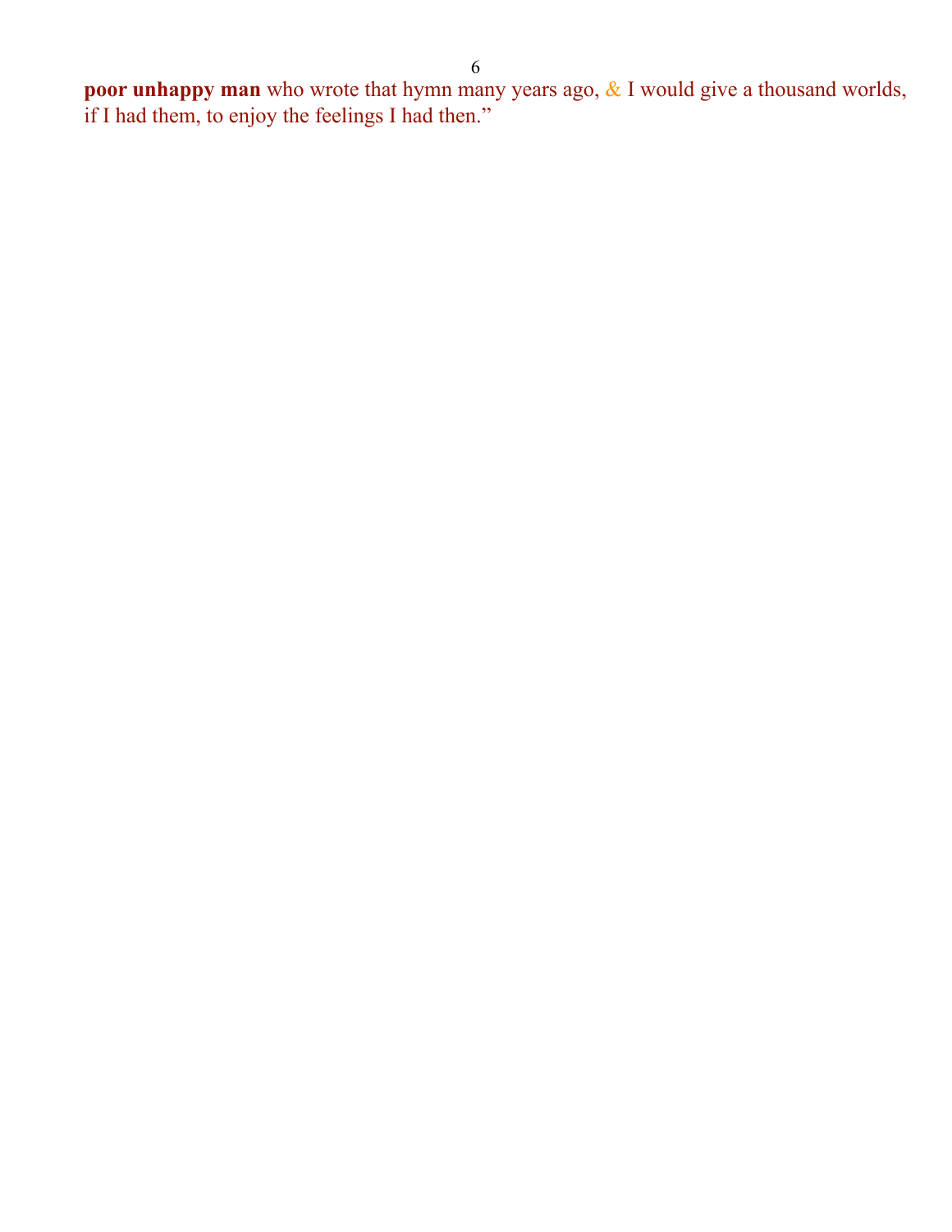**poor unhappy man** who wrote that hymn many years ago, & I would give a thousand worlds, if I had them, to enjoy the feelings I had then."